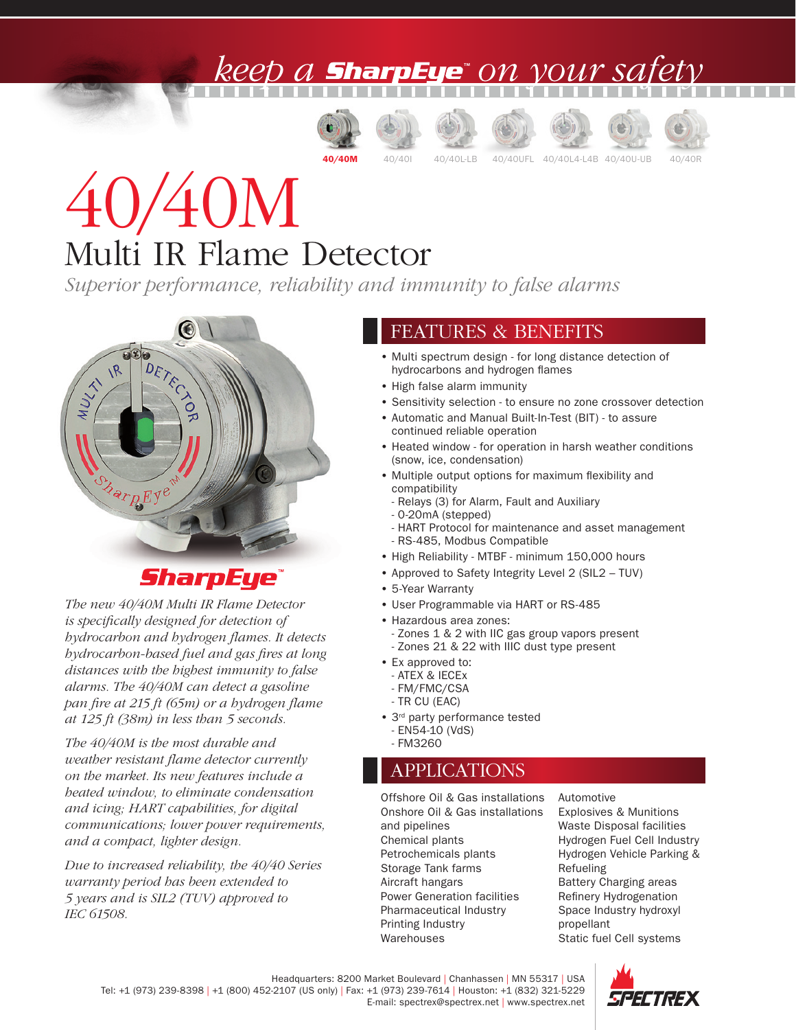keep a **SharpEye**™ on your safety

**40/40M** 40/40I 40/40L-LB 40/40UFL 40/40L4-L4B 40/40U-UB 40/40R

# 40/40M

## Multi IR Flame Detector

*Superior performance, reliability and immunity to false alarms*

**SharpEye**™

*The new 40/40M Multi IR Flame Detector is specifically designed for detection of hydrocarbon and hydrogen flames. It detects hydrocarbon-based fuel and gas fires at long distances with the highest immunity to false alarms. The 40/40M can detect a gasoline pan fire at 215 ft (65m) or a hydrogen flame at 125 ft (38m) in less than 5 seconds.*

*The 40/40M is the most durable and weather resistant flame detector currently on the market. Its new features include a heated window, to eliminate condensation and icing; HART capabilities, for digital communications; lower power requirements, and a compact, lighter design.*

*Due to increased reliability, the 40/40 Series warranty period has been extended to 5 years and is SIL2 (TUV) approved to IEC 61508.*

## FEATURES & BENEFITS

- Multi spectrum design - for long distance detection of hydrocarbons and hydrogen flames
- High false alarm immunity
- Sensitivity selection - to ensure no zone crossover detection
- Automatic and Manual Built-In-Test (BIT) - to assure continued reliable operation
- Heated window - for operation in harsh weather conditions (snow, ice, condensation)
- Multiple output options for maximum flexibility and compatibility
  - Relays (3) for Alarm, Fault and Auxiliary
  - 0-20mA (stepped)
  - HART Protocol for maintenance and asset management
  - RS-485, Modbus Compatible
- High Reliability - MTBF - minimum 150,000 hours
- Approved to Safety Integrity Level 2 (SIL2 – TUV)
- 5-Year Warranty
- User Programmable via HART or RS-485
- Hazardous area zones:
  - Zones 1 & 2 with IIC gas group vapors present
  - Zones 21 & 22 with IIIC dust type present
- Ex approved to:
  - ATEX & IECEx
  - FM/FMC/CSA
  - TR CU (EAC)
- 3rd party performance tested
  - EN54-10 (VdS)
  - FM3260

## APPLICATIONS

Offshore Oil & Gas installations
Onshore Oil & Gas installations and pipelines
Chemical plants
Petrochemicals plants
Storage Tank farms
Aircraft hangars
Power Generation facilities
Pharmaceutical Industry
Printing Industry
Warehouses
Automotive
Explosives & Munitions
Waste Disposal facilities
Hydrogen Fuel Cell Industry
Hydrogen Vehicle Parking & Refueling
Battery Charging areas
Refinery Hydrogenation
Space Industry hydroxyl propellant
Static fuel Cell systems

Headquarters: 8200 Market Boulevard | Chanhassen | MN 55317 | USA
Tel: +1 (973) 239-8398 | +1 (800) 452-2107 (US only) | Fax: +1 (973) 239-7614 | Houston: +1 (832) 321-5229
E-mail: spectrex@spectrex.net | www.spectrex.net

SPECTREX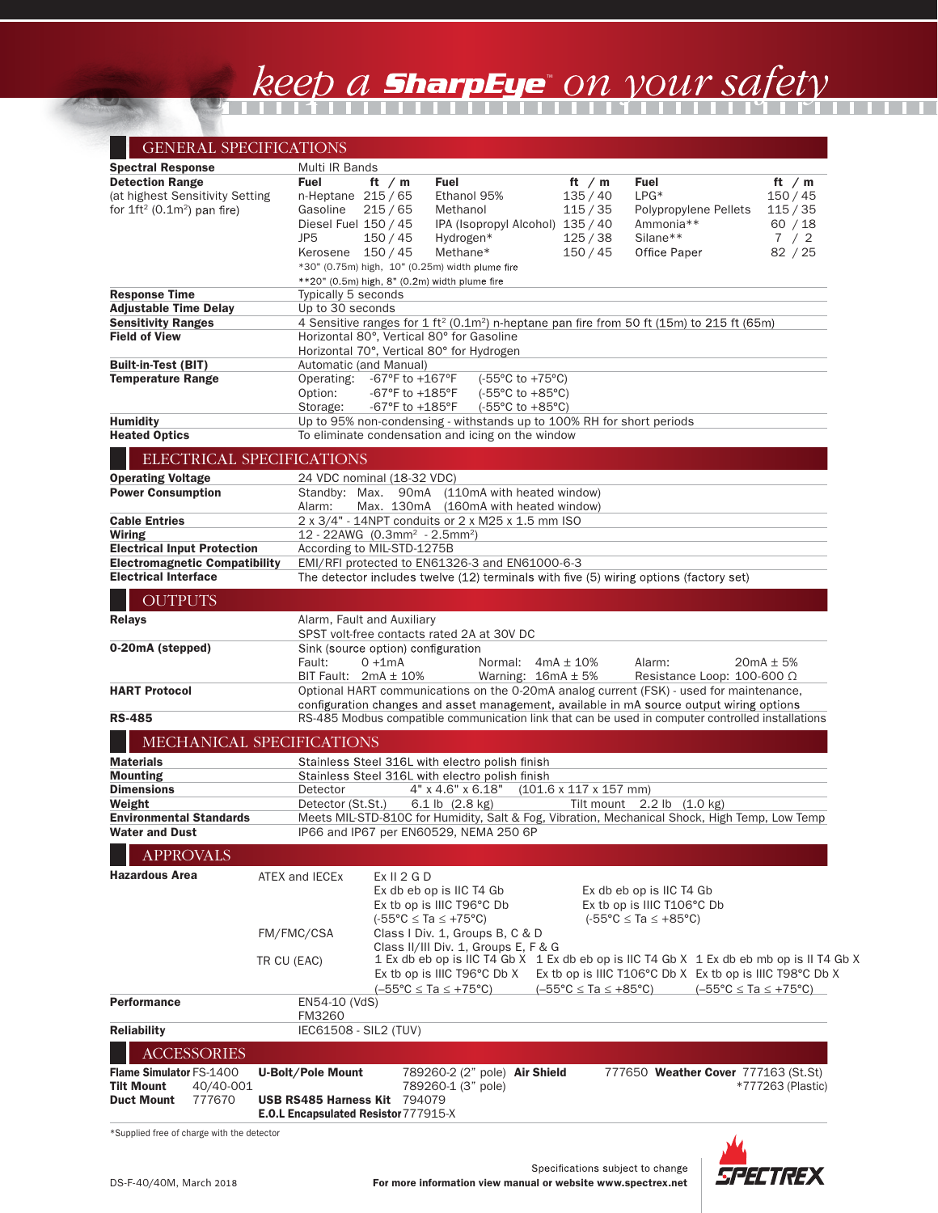# keep a SharpEye™ on your safety

## GENERAL SPECIFICATIONS

**Spectral Response** — Multi IR Bands

**Detection Range** (at highest Sensitivity Setting for 1ft² (0.1m²) pan fire)

| Fuel | ft / m | Fuel | ft / m | Fuel | ft / m |
|---|---|---|---|---|---|
| n-Heptane | 215 / 65 | Ethanol 95% | 135 / 40 | LPG* | 150 / 45 |
| Gasoline | 215 / 65 | Methanol | 115 / 35 | Polypropylene Pellets | 115 / 35 |
| Diesel Fuel | 150 / 45 | IPA (Isopropyl Alcohol) | 135 / 40 | Ammonia** | 60 / 18 |
| JP5 | 150 / 45 | Hydrogen* | 125 / 38 | Silane** | 7 / 2 |
| Kerosene | 150 / 45 | Methane* | 150 / 45 | Office Paper | 82 / 25 |

*30" (0.75m) high, 10" (0.25m) width plume fire
**20" (0.5m) high, 8" (0.2m) width plume fire

| | |
|---|---|
| **Response Time** | Typically 5 seconds |
| **Adjustable Time Delay** | Up to 30 seconds |
| **Sensitivity Ranges** | 4 Sensitive ranges for 1 ft² (0.1m²) n-heptane pan fire from 50 ft (15m) to 215 ft (65m) |
| **Field of View** | Horizontal 80°, Vertical 80° for Gasoline<br>Horizontal 70°, Vertical 80° for Hydrogen |
| **Built-in-Test (BIT)** | Automatic (and Manual) |
| **Temperature Range** | Operating: -67°F to +167°F (-55°C to +75°C)<br>Option: -67°F to +185°F (-55°C to +85°C)<br>Storage: -67°F to +185°F (-55°C to +85°C) |
| **Humidity** | Up to 95% non-condensing - withstands up to 100% RH for short periods |
| **Heated Optics** | To eliminate condensation and icing on the window |

## ELECTRICAL SPECIFICATIONS

| | |
|---|---|
| **Operating Voltage** | 24 VDC nominal (18-32 VDC) |
| **Power Consumption** | Standby: Max. 90mA (110mA with heated window)<br>Alarm: Max. 130mA (160mA with heated window) |
| **Cable Entries** | 2 x 3/4" - 14NPT conduits or 2 x M25 x 1.5 mm ISO |
| **Wiring** | 12 - 22AWG (0.3mm² - 2.5mm²) |
| **Electrical Input Protection** | According to MIL-STD-1275B |
| **Electromagnetic Compatibility** | EMI/RFI protected to EN61326-3 and EN61000-6-3 |
| **Electrical Interface** | The detector includes twelve (12) terminals with five (5) wiring options (factory set) |

## OUTPUTS

| | |
|---|---|
| **Relays** | Alarm, Fault and Auxiliary<br>SPST volt-free contacts rated 2A at 30V DC |
| **0-20mA (stepped)** | Sink (source option) configuration<br>Fault: 0 +1mA; Normal: 4mA ± 10%; Alarm: 20mA ± 5%<br>BIT Fault: 2mA ± 10%; Warning: 16mA ± 5%; Resistance Loop: 100-600 Ω |
| **HART Protocol** | Optional HART communications on the 0-20mA analog current (FSK) - used for maintenance, configuration changes and asset management, available in mA source output wiring options |
| **RS-485** | RS-485 Modbus compatible communication link that can be used in computer controlled installations |

## MECHANICAL SPECIFICATIONS

| | |
|---|---|
| **Materials** | Stainless Steel 316L with electro polish finish |
| **Mounting** | Stainless Steel 316L with electro polish finish |
| **Dimensions** | Detector 4" x 4.6" x 6.18" (101.6 x 117 x 157 mm) |
| **Weight** | Detector (St.St.) 6.1 lb (2.8 kg); Tilt mount 2.2 lb (1.0 kg) |
| **Environmental Standards** | Meets MIL-STD-810C for Humidity, Salt & Fog, Vibration, Mechanical Shock, High Temp, Low Temp |
| **Water and Dust** | IP66 and IP67 per EN60529, NEMA 250 6P |

## APPROVALS

**Hazardous Area**

ATEX and IECEx:
- Ex II 2 G D
- Ex db eb op is IIC T4 Gb; Ex tb op is IIIC T96°C Db; (-55°C ≤ Ta ≤ +75°C)
- Ex db eb op is IIC T4 Gb; Ex tb op is IIIC T106°C Db; (-55°C ≤ Ta ≤ +85°C)

FM/FMC/CSA:
- Class I Div. 1, Groups B, C & D
- Class II/III Div. 1, Groups E, F & G

TR CU (EAC):
- 1 Ex db eb op is IIC T4 Gb X; Ex tb op is IIIC T96°C Db X; (–55°C ≤ Ta ≤ +75°C)
- 1 Ex db eb op is IIC T4 Gb X; Ex tb op is IIIC T106°C Db X; (–55°C ≤ Ta ≤ +85°C)
- 1 Ex db eb mb op is II T4 Gb X; Ex tb op is IIIC T98°C Db X; (–55°C ≤ Ta ≤ +75°C)

**Performance** — EN54-10 (VdS); FM3260

**Reliability** — IEC61508 - SIL2 (TUV)

## ACCESSORIES

- **Flame Simulator** FS-1400
- **Tilt Mount** 40/40-001
- **Duct Mount** 777670
- **U-Bolt/Pole Mount** 789260-2 (2" pole); 789260-1 (3" pole)
- **USB RS485 Harness Kit** 794079
- **E.O.L Encapsulated Resistor** 777915-X
- **Air Shield** 777650
- **Weather Cover** 777163 (St.St); *777263 (Plastic)

*Supplied free of charge with the detector

DS-F-40/40M, March 2018

Specifications subject to change
**For more information view manual or website www.spectrex.net**

SPECTREX